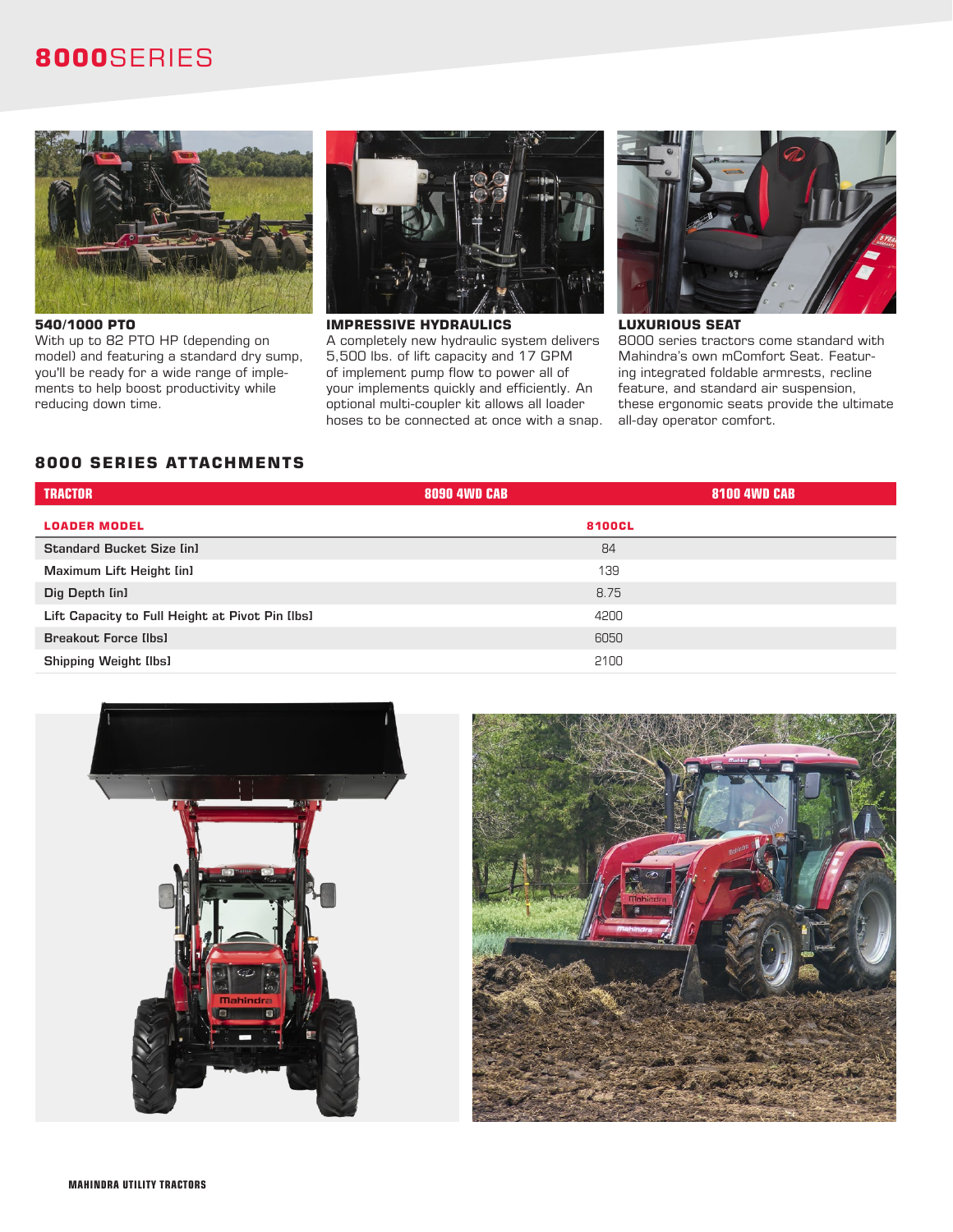# 8000SERIES

**540/1000 PTO**
With up to 82 PTO HP (depending on model) and featuring a standard dry sump, you'll be ready for a wide range of implements to help boost productivity while reducing down time.

**IMPRESSIVE HYDRAULICS**
A completely new hydraulic system delivers 5,500 lbs. of lift capacity and 17 GPM of implement pump flow to power all of your implements quickly and efficiently. An optional multi-coupler kit allows all loader hoses to be connected at once with a snap.

**LUXURIOUS SEAT**
8000 series tractors come standard with Mahindra's own mComfort Seat. Featuring integrated foldable armrests, recline feature, and standard air suspension, these ergonomic seats provide the ultimate all-day operator comfort.

## 8000 SERIES ATTACHMENTS

| TRACTOR | 8090 4WD CAB | 8100 4WD CAB |
|---|---|---|
| **LOADER MODEL** | **8100CL** | |
| Standard Bucket Size [in] | 84 | |
| Maximum Lift Height [in] | 139 | |
| Dig Depth [in] | 8.75 | |
| Lift Capacity to Full Height at Pivot Pin [lbs] | 4200 | |
| Breakout Force [lbs] | 6050 | |
| Shipping Weight [lbs] | 2100 | |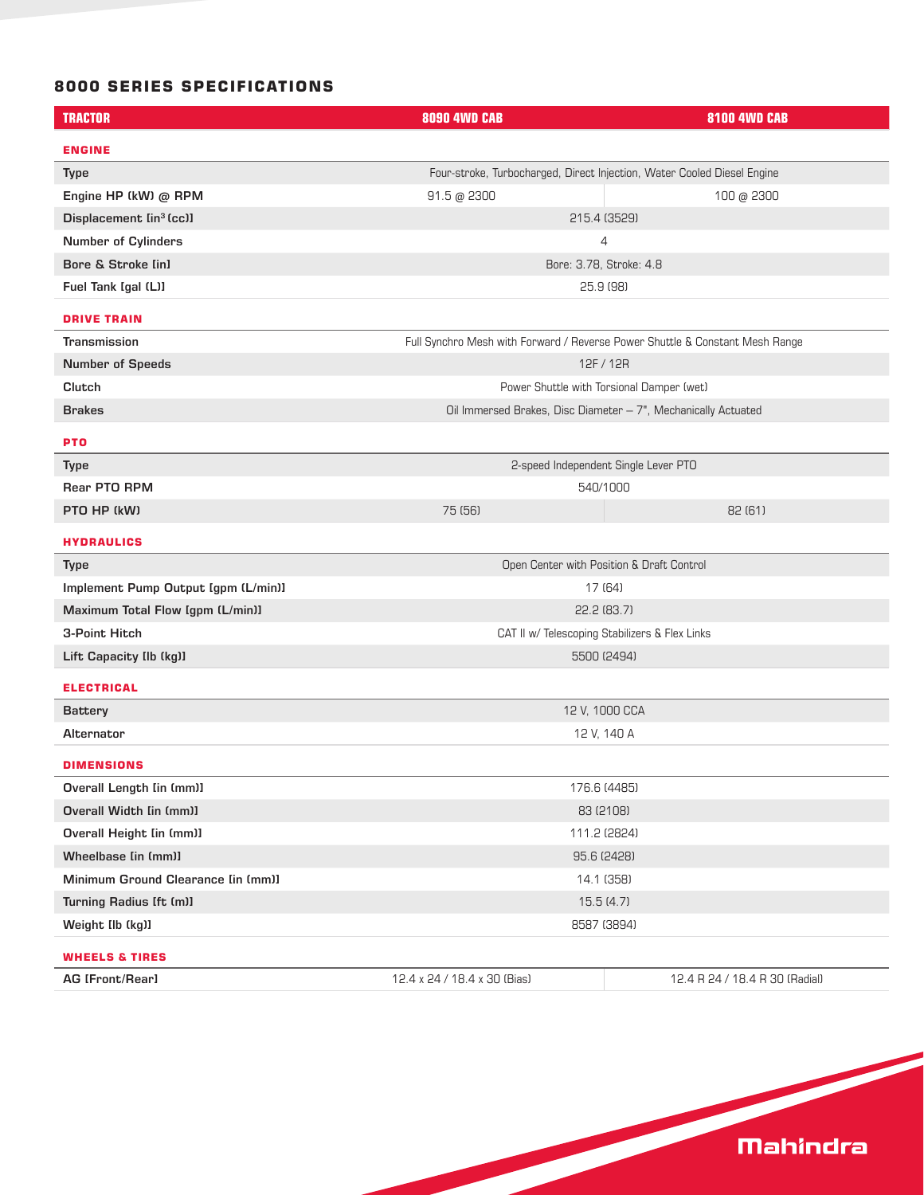## 8000 SERIES SPECIFICATIONS

| TRACTOR | 8090 4WD CAB | 8100 4WD CAB |
|---|---|---|
| **ENGINE** | | |
| Type | Four-stroke, Turbocharged, Direct Injection, Water Cooled Diesel Engine | |
| Engine HP (kW) @ RPM | 91.5 @ 2300 | 100 @ 2300 |
| Displacement [in³ (cc)] | 215.4 (3529) | |
| Number of Cylinders | 4 | |
| Bore & Stroke [in] | Bore: 3.78, Stroke: 4.8 | |
| Fuel Tank [gal (L)] | 25.9 (98) | |
| **DRIVE TRAIN** | | |
| Transmission | Full Synchro Mesh with Forward / Reverse Power Shuttle & Constant Mesh Range | |
| Number of Speeds | 12F / 12R | |
| Clutch | Power Shuttle with Torsional Damper (wet) | |
| Brakes | Oil Immersed Brakes, Disc Diameter – 7", Mechanically Actuated | |
| **PTO** | | |
| Type | 2-speed Independent Single Lever PTO | |
| Rear PTO RPM | 540/1000 | |
| PTO HP (kW) | 75 (56) | 82 (61) |
| **HYDRAULICS** | | |
| Type | Open Center with Position & Draft Control | |
| Implement Pump Output [gpm (L/min)] | 17 (64) | |
| Maximum Total Flow [gpm (L/min)] | 22.2 (83.7) | |
| 3-Point Hitch | CAT II w/ Telescoping Stabilizers & Flex Links | |
| Lift Capacity [lb (kg)] | 5500 (2494) | |
| **ELECTRICAL** | | |
| Battery | 12 V, 1000 CCA | |
| Alternator | 12 V, 140 A | |
| **DIMENSIONS** | | |
| Overall Length [in (mm)] | 176.6 (4485) | |
| Overall Width [in (mm)] | 83 (2108) | |
| Overall Height [in (mm)] | 111.2 (2824) | |
| Wheelbase [in (mm)] | 95.6 (2428) | |
| Minimum Ground Clearance [in (mm)] | 14.1 (358) | |
| Turning Radius [ft (m)] | 15.5 (4.7) | |
| Weight [lb (kg)] | 8587 (3894) | |
| **WHEELS & TIRES** | | |
| AG [Front/Rear] | 12.4 x 24 / 18.4 x 30 (Bias) | 12.4 R 24 / 18.4 R 30 (Radial) |

Mahindra